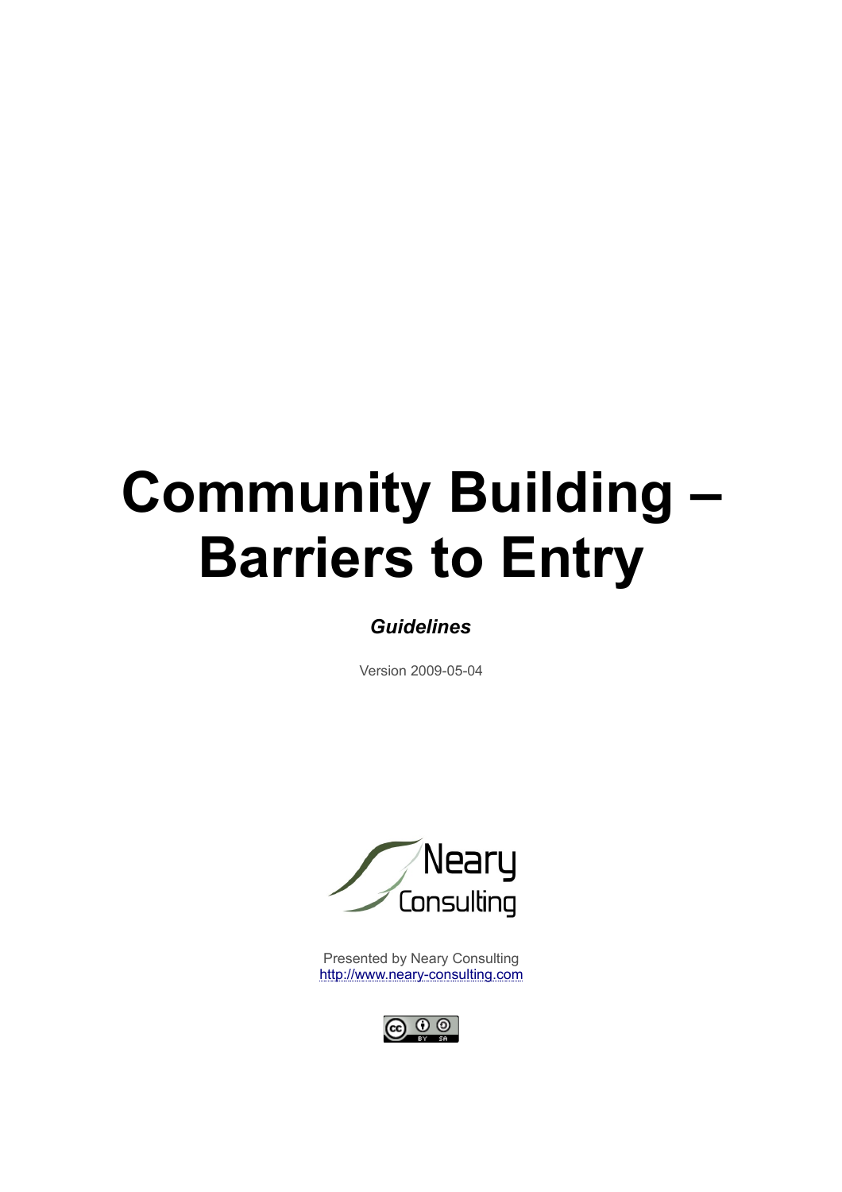# Community Building – Barriers to Entry

***Guidelines***

Version 2009-05-04

Presented by Neary Consulting
http://www.neary-consulting.com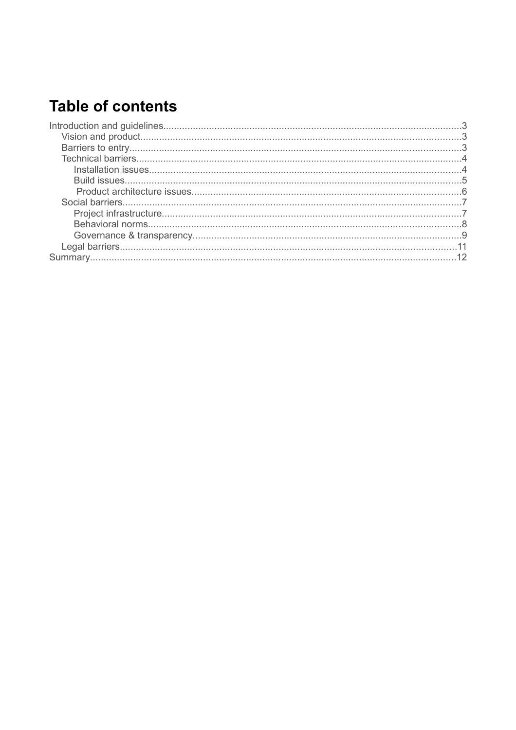# Table of contents

- Introduction and guidelines .......... 3
  - Vision and product .......... 3
  - Barriers to entry .......... 3
  - Technical barriers .......... 4
    - Installation issues .......... 4
    - Build issues .......... 5
    - Product architecture issues .......... 6
  - Social barriers .......... 7
    - Project infrastructure .......... 7
    - Behavioral norms .......... 8
    - Governance & transparency .......... 9
  - Legal barriers .......... 11
- Summary .......... 12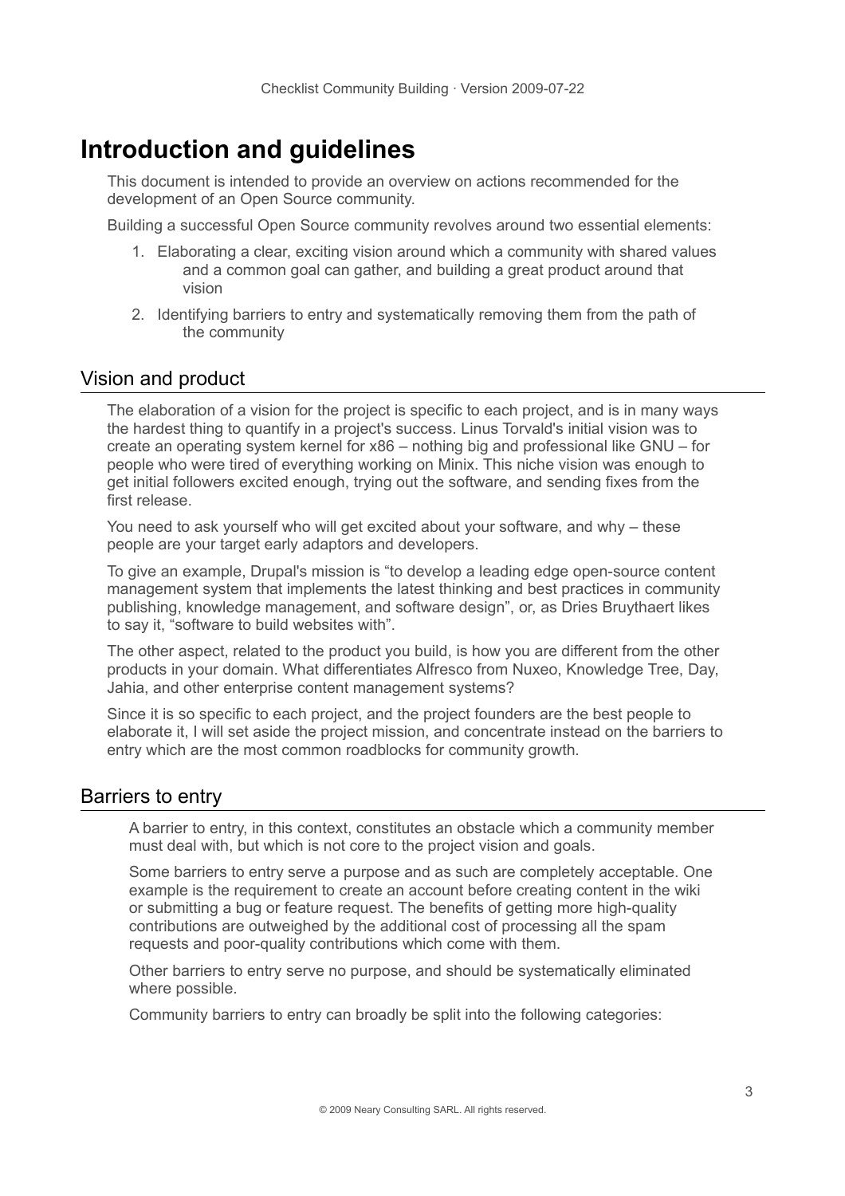# Introduction and guidelines

This document is intended to provide an overview on actions recommended for the development of an Open Source community.

Building a successful Open Source community revolves around two essential elements:

1. Elaborating a clear, exciting vision around which a community with shared values and a common goal can gather, and building a great product around that vision
2. Identifying barriers to entry and systematically removing them from the path of the community

## Vision and product

The elaboration of a vision for the project is specific to each project, and is in many ways the hardest thing to quantify in a project's success. Linus Torvald's initial vision was to create an operating system kernel for x86 – nothing big and professional like GNU – for people who were tired of everything working on Minix. This niche vision was enough to get initial followers excited enough, trying out the software, and sending fixes from the first release.

You need to ask yourself who will get excited about your software, and why – these people are your target early adaptors and developers.

To give an example, Drupal's mission is "to develop a leading edge open-source content management system that implements the latest thinking and best practices in community publishing, knowledge management, and software design", or, as Dries Bruythaert likes to say it, "software to build websites with".

The other aspect, related to the product you build, is how you are different from the other products in your domain. What differentiates Alfresco from Nuxeo, Knowledge Tree, Day, Jahia, and other enterprise content management systems?

Since it is so specific to each project, and the project founders are the best people to elaborate it, I will set aside the project mission, and concentrate instead on the barriers to entry which are the most common roadblocks for community growth.

## Barriers to entry

A barrier to entry, in this context, constitutes an obstacle which a community member must deal with, but which is not core to the project vision and goals.

Some barriers to entry serve a purpose and as such are completely acceptable. One example is the requirement to create an account before creating content in the wiki or submitting a bug or feature request. The benefits of getting more high-quality contributions are outweighed by the additional cost of processing all the spam requests and poor-quality contributions which come with them.

Other barriers to entry serve no purpose, and should be systematically eliminated where possible.

Community barriers to entry can broadly be split into the following categories: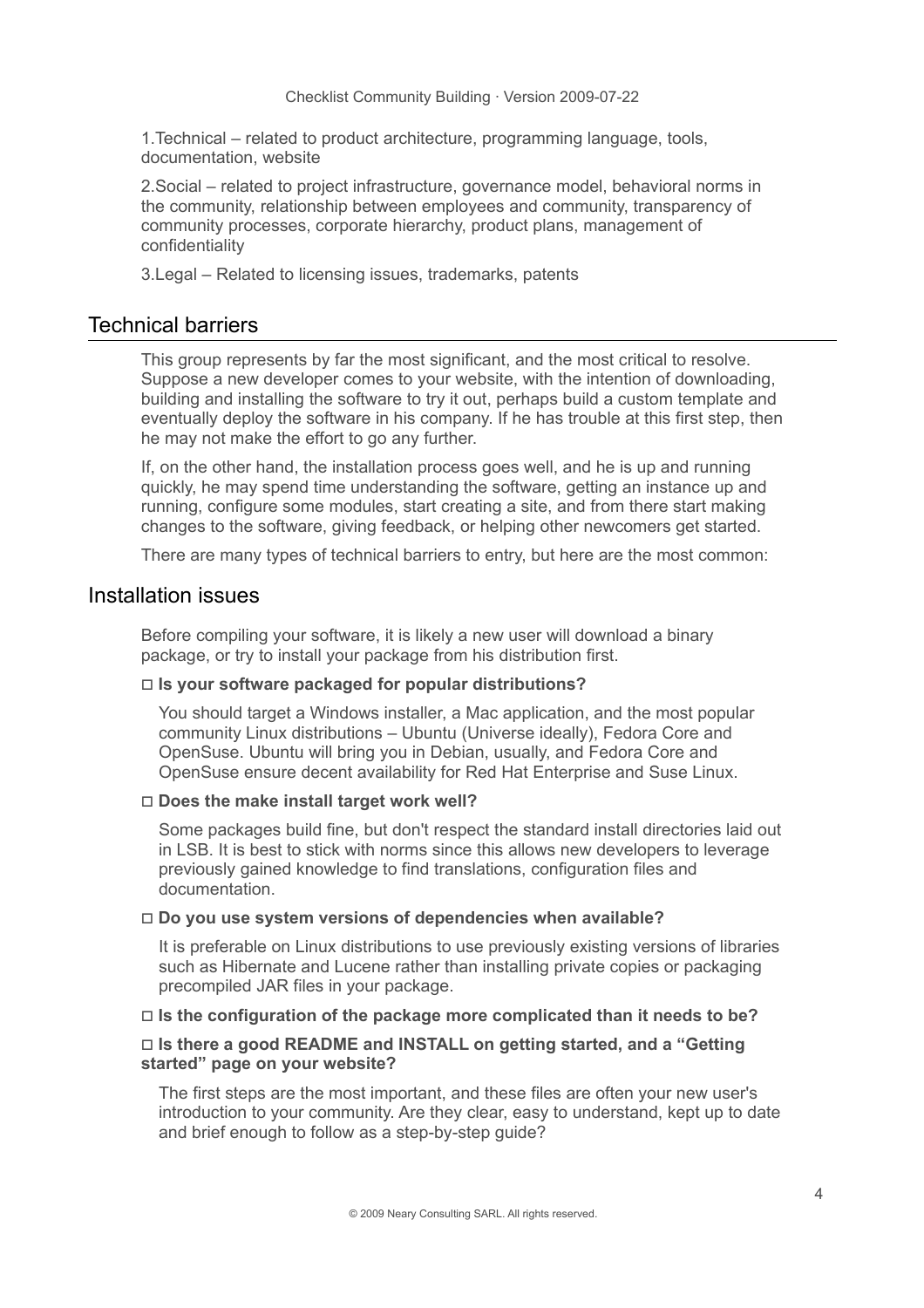1. Technical – related to product architecture, programming language, tools, documentation, website

2. Social – related to project infrastructure, governance model, behavioral norms in the community, relationship between employees and community, transparency of community processes, corporate hierarchy, product plans, management of confidentiality

3. Legal – Related to licensing issues, trademarks, patents

## Technical barriers

This group represents by far the most significant, and the most critical to resolve. Suppose a new developer comes to your website, with the intention of downloading, building and installing the software to try it out, perhaps build a custom template and eventually deploy the software in his company. If he has trouble at this first step, then he may not make the effort to go any further.

If, on the other hand, the installation process goes well, and he is up and running quickly, he may spend time understanding the software, getting an instance up and running, configure some modules, start creating a site, and from there start making changes to the software, giving feedback, or helping other newcomers get started.

There are many types of technical barriers to entry, but here are the most common:

## Installation issues

Before compiling your software, it is likely a new user will download a binary package, or try to install your package from his distribution first.

☐ **Is your software packaged for popular distributions?**

You should target a Windows installer, a Mac application, and the most popular community Linux distributions – Ubuntu (Universe ideally), Fedora Core and OpenSuse. Ubuntu will bring you in Debian, usually, and Fedora Core and OpenSuse ensure decent availability for Red Hat Enterprise and Suse Linux.

☐ **Does the make install target work well?**

Some packages build fine, but don't respect the standard install directories laid out in LSB. It is best to stick with norms since this allows new developers to leverage previously gained knowledge to find translations, configuration files and documentation.

☐ **Do you use system versions of dependencies when available?**

It is preferable on Linux distributions to use previously existing versions of libraries such as Hibernate and Lucene rather than installing private copies or packaging precompiled JAR files in your package.

☐ **Is the configuration of the package more complicated than it needs to be?**

☐ **Is there a good README and INSTALL on getting started, and a "Getting started" page on your website?**

The first steps are the most important, and these files are often your new user's introduction to your community. Are they clear, easy to understand, kept up to date and brief enough to follow as a step-by-step guide?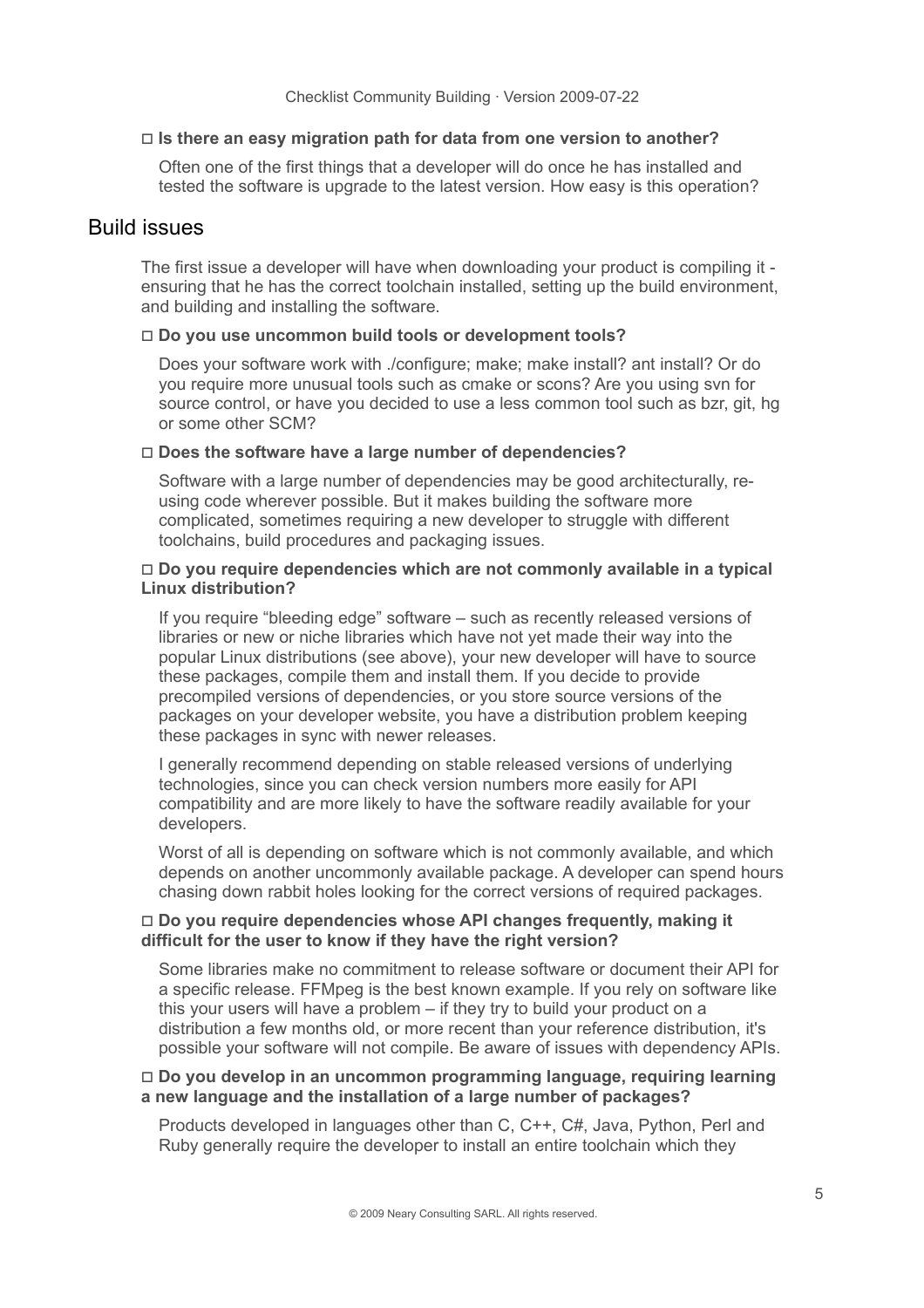□ **Is there an easy migration path for data from one version to another?**

Often one of the first things that a developer will do once he has installed and tested the software is upgrade to the latest version. How easy is this operation?

## Build issues

The first issue a developer will have when downloading your product is compiling it - ensuring that he has the correct toolchain installed, setting up the build environment, and building and installing the software.

□ **Do you use uncommon build tools or development tools?**

Does your software work with ./configure; make; make install? ant install? Or do you require more unusual tools such as cmake or scons? Are you using svn for source control, or have you decided to use a less common tool such as bzr, git, hg or some other SCM?

□ **Does the software have a large number of dependencies?**

Software with a large number of dependencies may be good architecturally, re-using code wherever possible. But it makes building the software more complicated, sometimes requiring a new developer to struggle with different toolchains, build procedures and packaging issues.

□ **Do you require dependencies which are not commonly available in a typical Linux distribution?**

If you require "bleeding edge" software – such as recently released versions of libraries or new or niche libraries which have not yet made their way into the popular Linux distributions (see above), your new developer will have to source these packages, compile them and install them. If you decide to provide precompiled versions of dependencies, or you store source versions of the packages on your developer website, you have a distribution problem keeping these packages in sync with newer releases.

I generally recommend depending on stable released versions of underlying technologies, since you can check version numbers more easily for API compatibility and are more likely to have the software readily available for your developers.

Worst of all is depending on software which is not commonly available, and which depends on another uncommonly available package. A developer can spend hours chasing down rabbit holes looking for the correct versions of required packages.

□ **Do you require dependencies whose API changes frequently, making it difficult for the user to know if they have the right version?**

Some libraries make no commitment to release software or document their API for a specific release. FFMpeg is the best known example. If you rely on software like this your users will have a problem – if they try to build your product on a distribution a few months old, or more recent than your reference distribution, it's possible your software will not compile. Be aware of issues with dependency APIs.

□ **Do you develop in an uncommon programming language, requiring learning a new language and the installation of a large number of packages?**

Products developed in languages other than C, C++, C#, Java, Python, Perl and Ruby generally require the developer to install an entire toolchain which they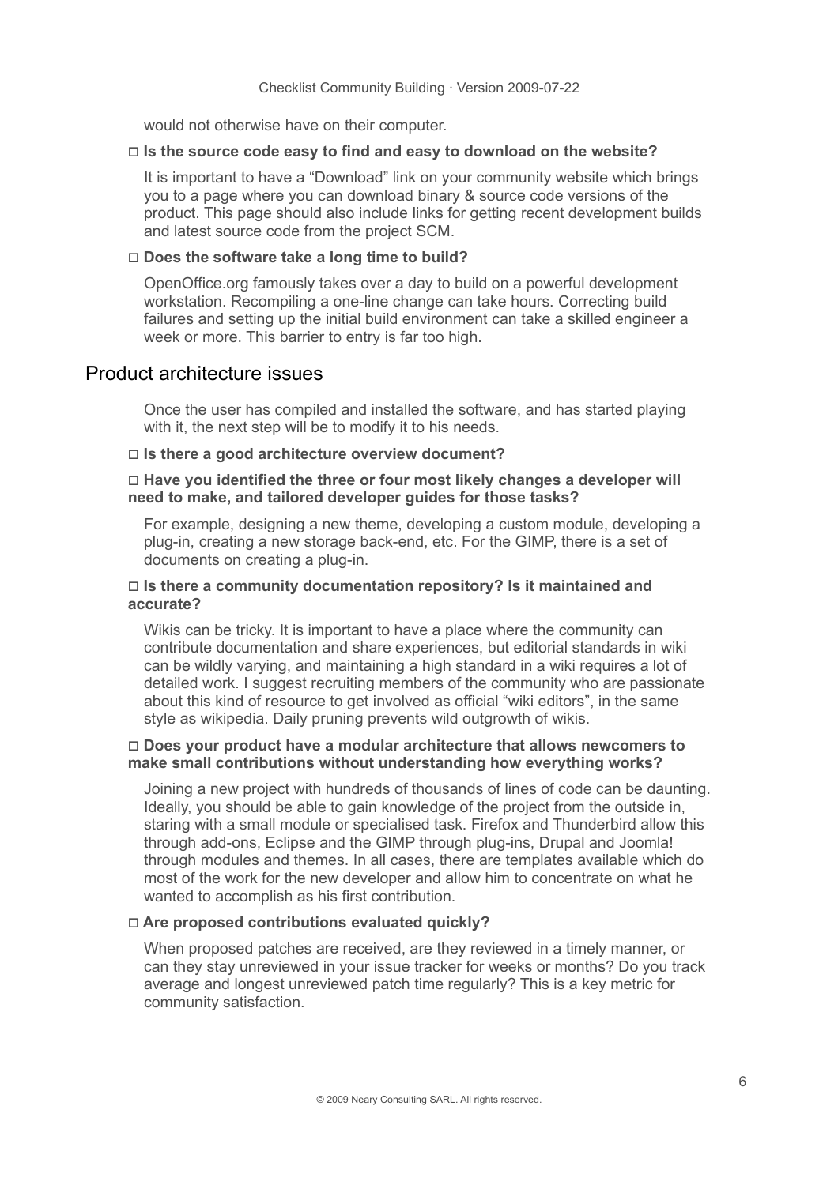would not otherwise have on their computer.

□ **Is the source code easy to find and easy to download on the website?**

It is important to have a "Download" link on your community website which brings you to a page where you can download binary & source code versions of the product. This page should also include links for getting recent development builds and latest source code from the project SCM.

□ **Does the software take a long time to build?**

OpenOffice.org famously takes over a day to build on a powerful development workstation. Recompiling a one-line change can take hours. Correcting build failures and setting up the initial build environment can take a skilled engineer a week or more. This barrier to entry is far too high.

## Product architecture issues

Once the user has compiled and installed the software, and has started playing with it, the next step will be to modify it to his needs.

□ **Is there a good architecture overview document?**

□ **Have you identified the three or four most likely changes a developer will need to make, and tailored developer guides for those tasks?**

For example, designing a new theme, developing a custom module, developing a plug-in, creating a new storage back-end, etc. For the GIMP, there is a set of documents on creating a plug-in.

□ **Is there a community documentation repository? Is it maintained and accurate?**

Wikis can be tricky. It is important to have a place where the community can contribute documentation and share experiences, but editorial standards in wiki can be wildly varying, and maintaining a high standard in a wiki requires a lot of detailed work. I suggest recruiting members of the community who are passionate about this kind of resource to get involved as official "wiki editors", in the same style as wikipedia. Daily pruning prevents wild outgrowth of wikis.

□ **Does your product have a modular architecture that allows newcomers to make small contributions without understanding how everything works?**

Joining a new project with hundreds of thousands of lines of code can be daunting. Ideally, you should be able to gain knowledge of the project from the outside in, staring with a small module or specialised task. Firefox and Thunderbird allow this through add-ons, Eclipse and the GIMP through plug-ins, Drupal and Joomla! through modules and themes. In all cases, there are templates available which do most of the work for the new developer and allow him to concentrate on what he wanted to accomplish as his first contribution.

□ **Are proposed contributions evaluated quickly?**

When proposed patches are received, are they reviewed in a timely manner, or can they stay unreviewed in your issue tracker for weeks or months? Do you track average and longest unreviewed patch time regularly? This is a key metric for community satisfaction.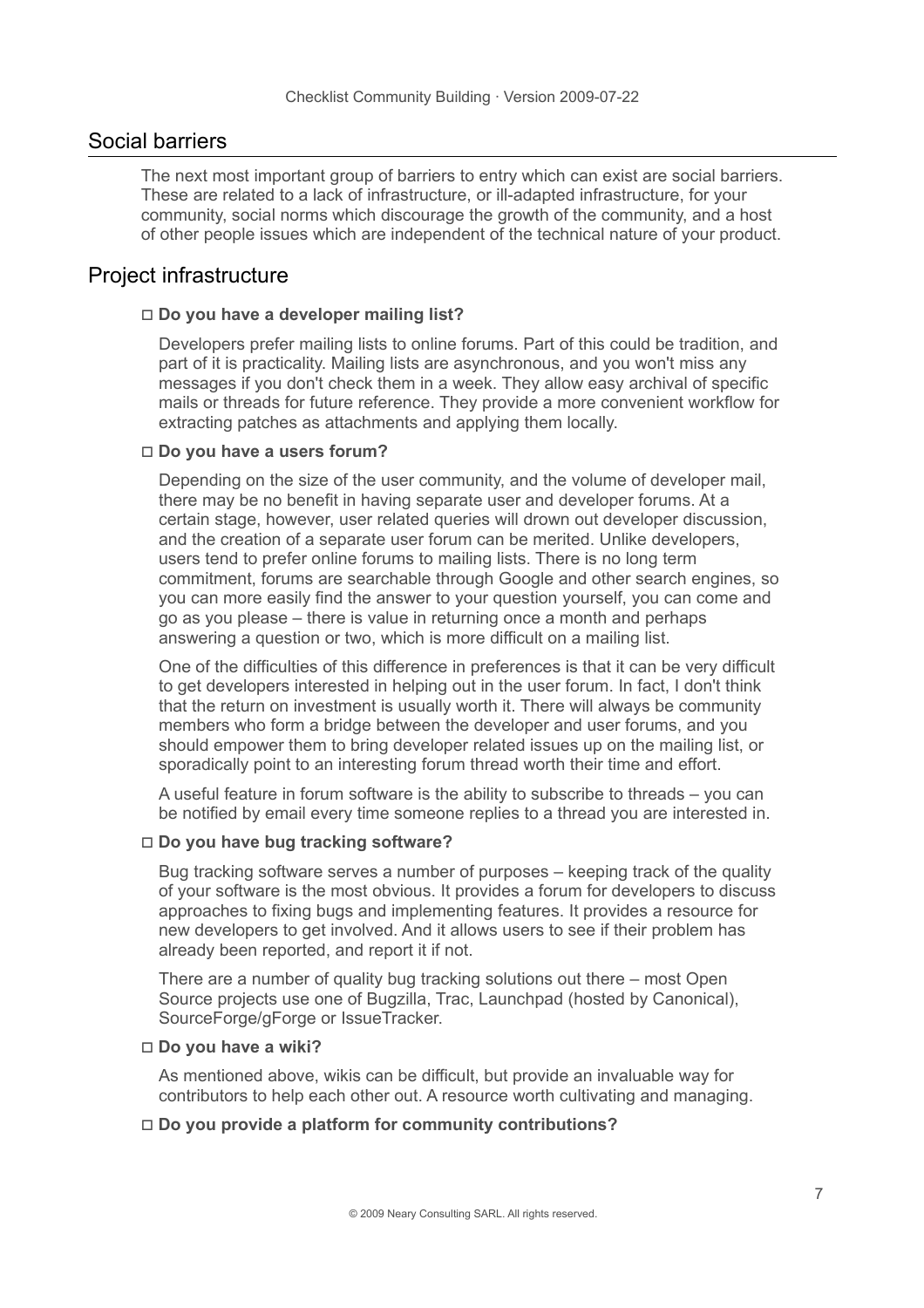## Social barriers

The next most important group of barriers to entry which can exist are social barriers. These are related to a lack of infrastructure, or ill-adapted infrastructure, for your community, social norms which discourage the growth of the community, and a host of other people issues which are independent of the technical nature of your product.

## Project infrastructure

□ **Do you have a developer mailing list?**

Developers prefer mailing lists to online forums. Part of this could be tradition, and part of it is practicality. Mailing lists are asynchronous, and you won't miss any messages if you don't check them in a week. They allow easy archival of specific mails or threads for future reference. They provide a more convenient workflow for extracting patches as attachments and applying them locally.

□ **Do you have a users forum?**

Depending on the size of the user community, and the volume of developer mail, there may be no benefit in having separate user and developer forums. At a certain stage, however, user related queries will drown out developer discussion, and the creation of a separate user forum can be merited. Unlike developers, users tend to prefer online forums to mailing lists. There is no long term commitment, forums are searchable through Google and other search engines, so you can more easily find the answer to your question yourself, you can come and go as you please – there is value in returning once a month and perhaps answering a question or two, which is more difficult on a mailing list.

One of the difficulties of this difference in preferences is that it can be very difficult to get developers interested in helping out in the user forum. In fact, I don't think that the return on investment is usually worth it. There will always be community members who form a bridge between the developer and user forums, and you should empower them to bring developer related issues up on the mailing list, or sporadically point to an interesting forum thread worth their time and effort.

A useful feature in forum software is the ability to subscribe to threads – you can be notified by email every time someone replies to a thread you are interested in.

□ **Do you have bug tracking software?**

Bug tracking software serves a number of purposes – keeping track of the quality of your software is the most obvious. It provides a forum for developers to discuss approaches to fixing bugs and implementing features. It provides a resource for new developers to get involved. And it allows users to see if their problem has already been reported, and report it if not.

There are a number of quality bug tracking solutions out there – most Open Source projects use one of Bugzilla, Trac, Launchpad (hosted by Canonical), SourceForge/gForge or IssueTracker.

□ **Do you have a wiki?**

As mentioned above, wikis can be difficult, but provide an invaluable way for contributors to help each other out. A resource worth cultivating and managing.

□ **Do you provide a platform for community contributions?**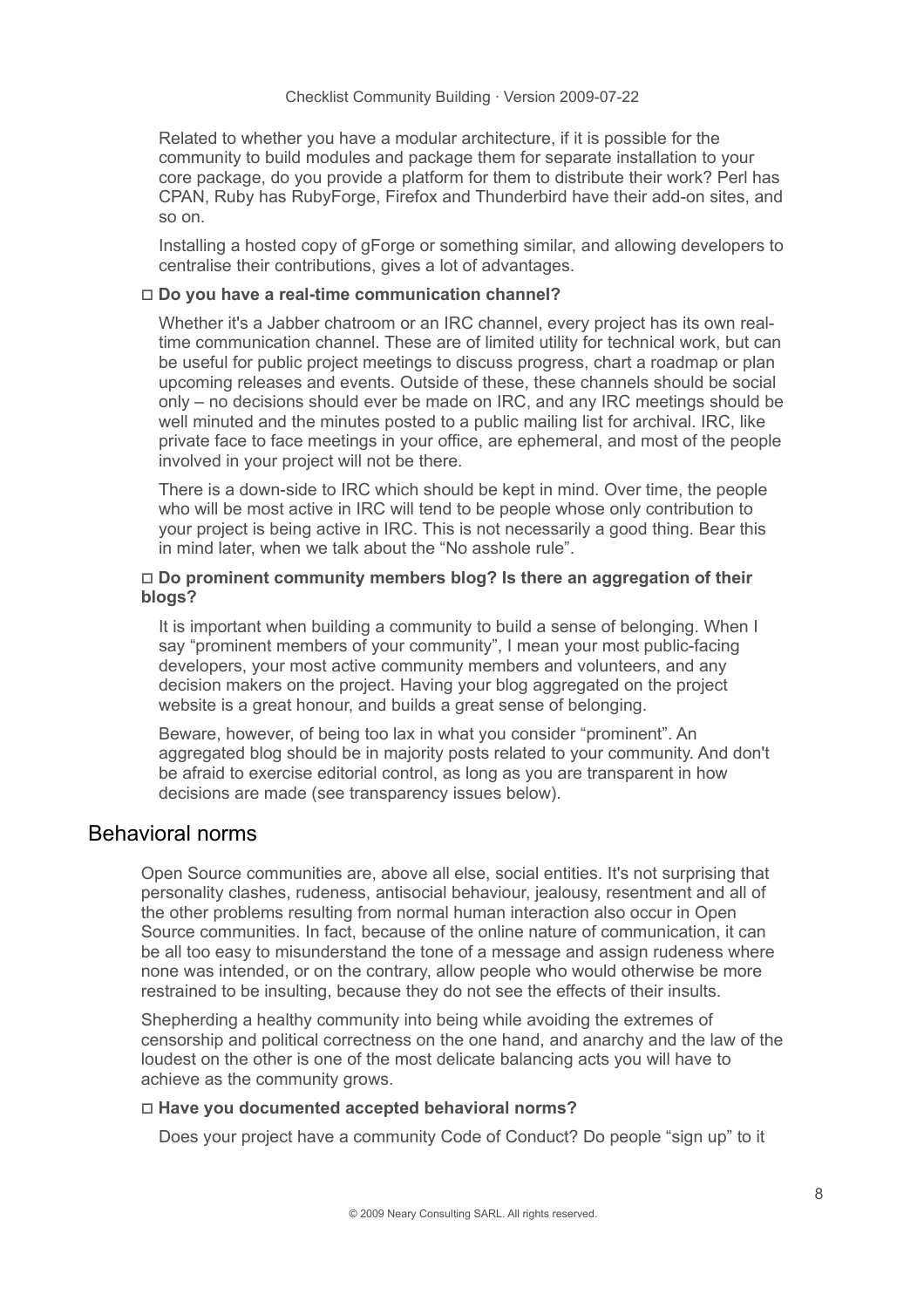Related to whether you have a modular architecture, if it is possible for the community to build modules and package them for separate installation to your core package, do you provide a platform for them to distribute their work? Perl has CPAN, Ruby has RubyForge, Firefox and Thunderbird have their add-on sites, and so on.

Installing a hosted copy of gForge or something similar, and allowing developers to centralise their contributions, gives a lot of advantages.

- [ ] **Do you have a real-time communication channel?**

Whether it's a Jabber chatroom or an IRC channel, every project has its own real-time communication channel. These are of limited utility for technical work, but can be useful for public project meetings to discuss progress, chart a roadmap or plan upcoming releases and events. Outside of these, these channels should be social only – no decisions should ever be made on IRC, and any IRC meetings should be well minuted and the minutes posted to a public mailing list for archival. IRC, like private face to face meetings in your office, are ephemeral, and most of the people involved in your project will not be there.

There is a down-side to IRC which should be kept in mind. Over time, the people who will be most active in IRC will tend to be people whose only contribution to your project is being active in IRC. This is not necessarily a good thing. Bear this in mind later, when we talk about the "No asshole rule".

- [ ] **Do prominent community members blog? Is there an aggregation of their blogs?**

It is important when building a community to build a sense of belonging. When I say "prominent members of your community", I mean your most public-facing developers, your most active community members and volunteers, and any decision makers on the project. Having your blog aggregated on the project website is a great honour, and builds a great sense of belonging.

Beware, however, of being too lax in what you consider "prominent". An aggregated blog should be in majority posts related to your community. And don't be afraid to exercise editorial control, as long as you are transparent in how decisions are made (see transparency issues below).

## Behavioral norms

Open Source communities are, above all else, social entities. It's not surprising that personality clashes, rudeness, antisocial behaviour, jealousy, resentment and all of the other problems resulting from normal human interaction also occur in Open Source communities. In fact, because of the online nature of communication, it can be all too easy to misunderstand the tone of a message and assign rudeness where none was intended, or on the contrary, allow people who would otherwise be more restrained to be insulting, because they do not see the effects of their insults.

Shepherding a healthy community into being while avoiding the extremes of censorship and political correctness on the one hand, and anarchy and the law of the loudest on the other is one of the most delicate balancing acts you will have to achieve as the community grows.

- [ ] **Have you documented accepted behavioral norms?**

Does your project have a community Code of Conduct? Do people "sign up" to it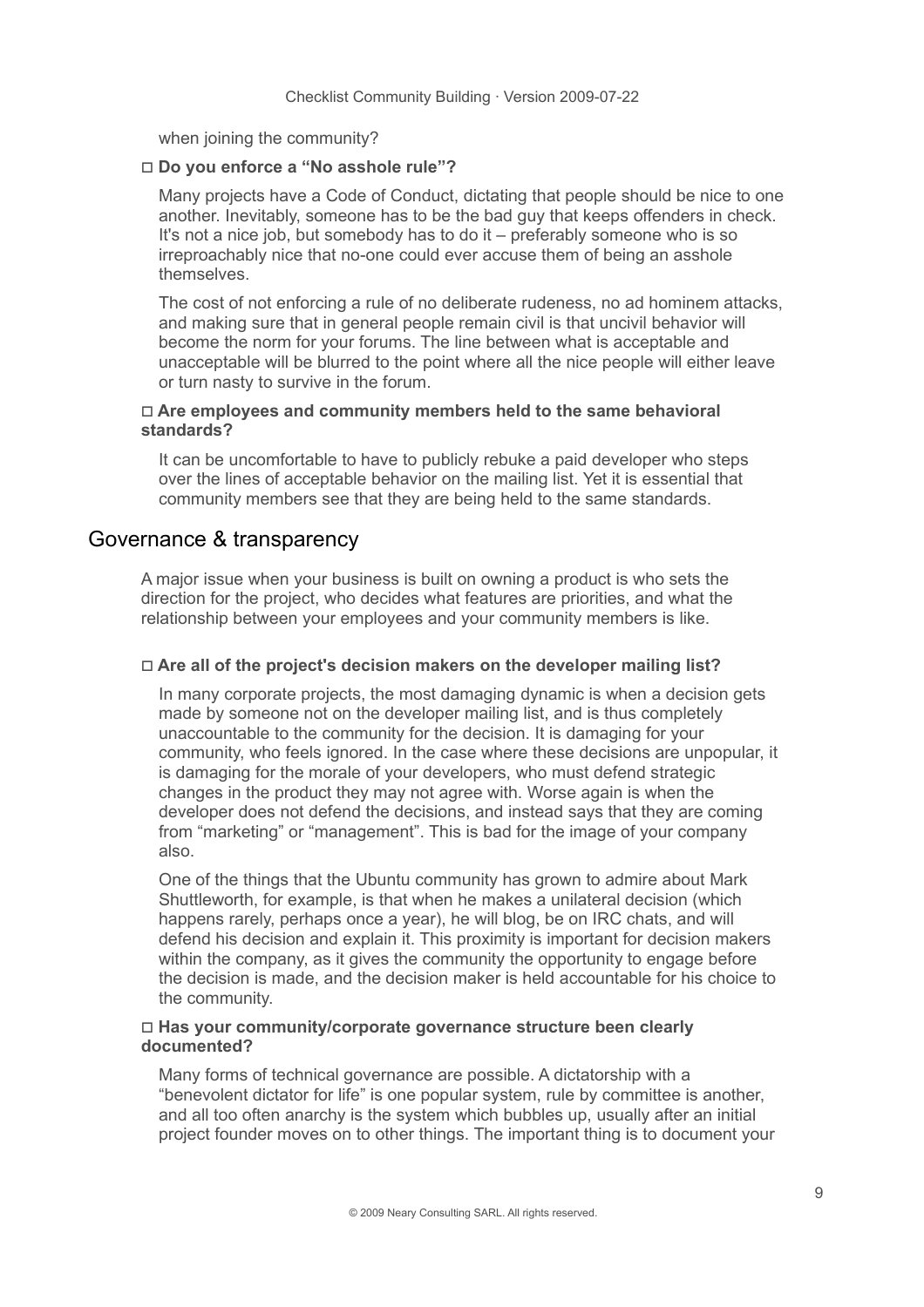when joining the community?

☐ **Do you enforce a "No asshole rule"?**

Many projects have a Code of Conduct, dictating that people should be nice to one another. Inevitably, someone has to be the bad guy that keeps offenders in check. It's not a nice job, but somebody has to do it – preferably someone who is so irreproachably nice that no-one could ever accuse them of being an asshole themselves.

The cost of not enforcing a rule of no deliberate rudeness, no ad hominem attacks, and making sure that in general people remain civil is that uncivil behavior will become the norm for your forums. The line between what is acceptable and unacceptable will be blurred to the point where all the nice people will either leave or turn nasty to survive in the forum.

☐ **Are employees and community members held to the same behavioral standards?**

It can be uncomfortable to have to publicly rebuke a paid developer who steps over the lines of acceptable behavior on the mailing list. Yet it is essential that community members see that they are being held to the same standards.

## Governance & transparency

A major issue when your business is built on owning a product is who sets the direction for the project, who decides what features are priorities, and what the relationship between your employees and your community members is like.

☐ **Are all of the project's decision makers on the developer mailing list?**

In many corporate projects, the most damaging dynamic is when a decision gets made by someone not on the developer mailing list, and is thus completely unaccountable to the community for the decision. It is damaging for your community, who feels ignored. In the case where these decisions are unpopular, it is damaging for the morale of your developers, who must defend strategic changes in the product they may not agree with. Worse again is when the developer does not defend the decisions, and instead says that they are coming from "marketing" or "management". This is bad for the image of your company also.

One of the things that the Ubuntu community has grown to admire about Mark Shuttleworth, for example, is that when he makes a unilateral decision (which happens rarely, perhaps once a year), he will blog, be on IRC chats, and will defend his decision and explain it. This proximity is important for decision makers within the company, as it gives the community the opportunity to engage before the decision is made, and the decision maker is held accountable for his choice to the community.

☐ **Has your community/corporate governance structure been clearly documented?**

Many forms of technical governance are possible. A dictatorship with a "benevolent dictator for life" is one popular system, rule by committee is another, and all too often anarchy is the system which bubbles up, usually after an initial project founder moves on to other things. The important thing is to document your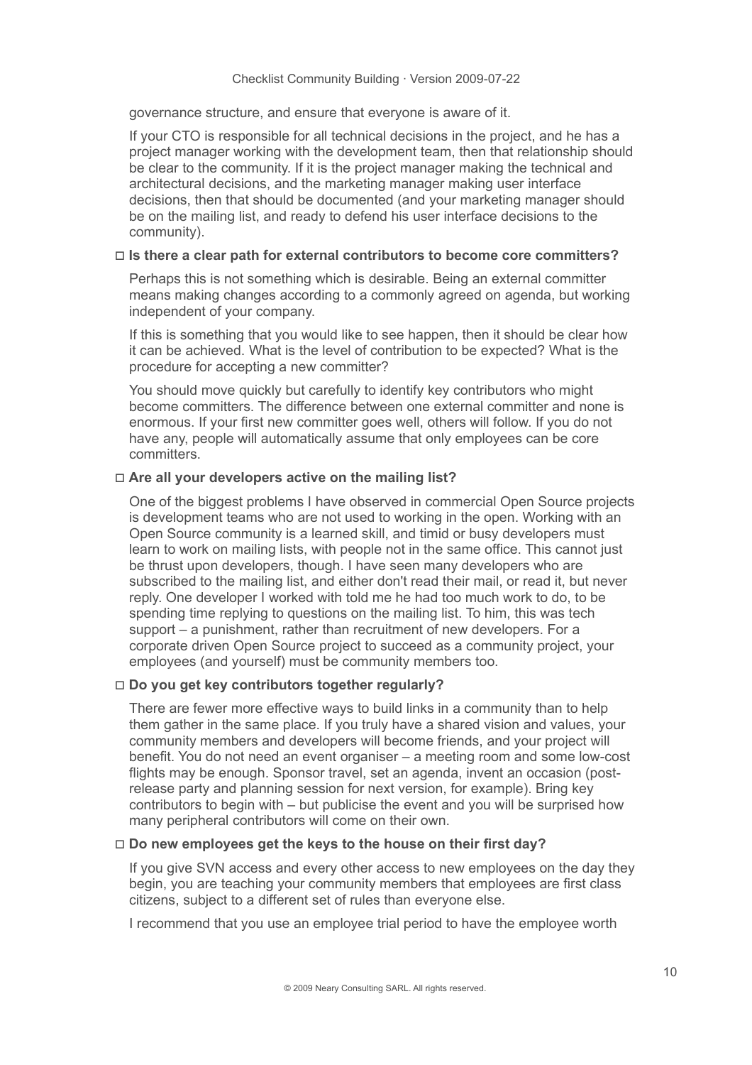governance structure, and ensure that everyone is aware of it.

If your CTO is responsible for all technical decisions in the project, and he has a project manager working with the development team, then that relationship should be clear to the community. If it is the project manager making the technical and architectural decisions, and the marketing manager making user interface decisions, then that should be documented (and your marketing manager should be on the mailing list, and ready to defend his user interface decisions to the community).

**□ Is there a clear path for external contributors to become core committers?**

Perhaps this is not something which is desirable. Being an external committer means making changes according to a commonly agreed on agenda, but working independent of your company.

If this is something that you would like to see happen, then it should be clear how it can be achieved. What is the level of contribution to be expected? What is the procedure for accepting a new committer?

You should move quickly but carefully to identify key contributors who might become committers. The difference between one external committer and none is enormous. If your first new committer goes well, others will follow. If you do not have any, people will automatically assume that only employees can be core committers.

**□ Are all your developers active on the mailing list?**

One of the biggest problems I have observed in commercial Open Source projects is development teams who are not used to working in the open. Working with an Open Source community is a learned skill, and timid or busy developers must learn to work on mailing lists, with people not in the same office. This cannot just be thrust upon developers, though. I have seen many developers who are subscribed to the mailing list, and either don't read their mail, or read it, but never reply. One developer I worked with told me he had too much work to do, to be spending time replying to questions on the mailing list. To him, this was tech support – a punishment, rather than recruitment of new developers. For a corporate driven Open Source project to succeed as a community project, your employees (and yourself) must be community members too.

**□ Do you get key contributors together regularly?**

There are fewer more effective ways to build links in a community than to help them gather in the same place. If you truly have a shared vision and values, your community members and developers will become friends, and your project will benefit. You do not need an event organiser – a meeting room and some low-cost flights may be enough. Sponsor travel, set an agenda, invent an occasion (post-release party and planning session for next version, for example). Bring key contributors to begin with – but publicise the event and you will be surprised how many peripheral contributors will come on their own.

**□ Do new employees get the keys to the house on their first day?**

If you give SVN access and every other access to new employees on the day they begin, you are teaching your community members that employees are first class citizens, subject to a different set of rules than everyone else.

I recommend that you use an employee trial period to have the employee worth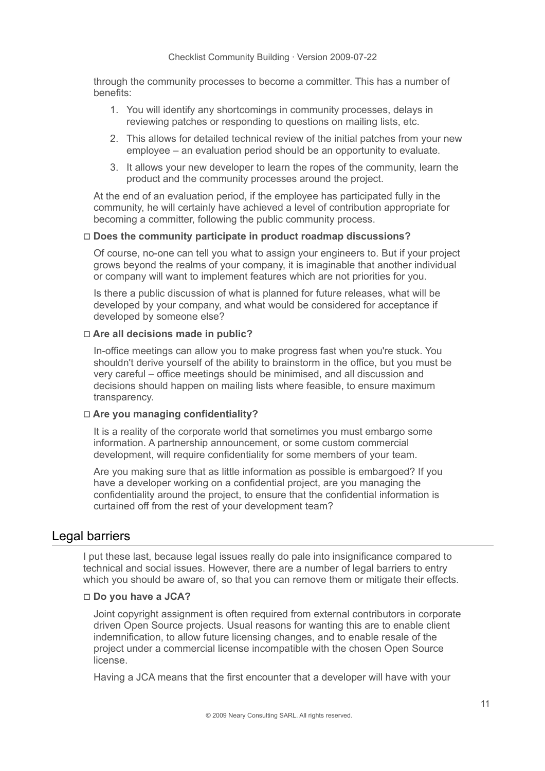through the community processes to become a committer. This has a number of benefits:

1. You will identify any shortcomings in community processes, delays in reviewing patches or responding to questions on mailing lists, etc.
2. This allows for detailed technical review of the initial patches from your new employee – an evaluation period should be an opportunity to evaluate.
3. It allows your new developer to learn the ropes of the community, learn the product and the community processes around the project.

At the end of an evaluation period, if the employee has participated fully in the community, he will certainly have achieved a level of contribution appropriate for becoming a committer, following the public community process.

**◻ Does the community participate in product roadmap discussions?**

Of course, no-one can tell you what to assign your engineers to. But if your project grows beyond the realms of your company, it is imaginable that another individual or company will want to implement features which are not priorities for you.

Is there a public discussion of what is planned for future releases, what will be developed by your company, and what would be considered for acceptance if developed by someone else?

**◻ Are all decisions made in public?**

In-office meetings can allow you to make progress fast when you're stuck. You shouldn't derive yourself of the ability to brainstorm in the office, but you must be very careful – office meetings should be minimised, and all discussion and decisions should happen on mailing lists where feasible, to ensure maximum transparency.

**◻ Are you managing confidentiality?**

It is a reality of the corporate world that sometimes you must embargo some information. A partnership announcement, or some custom commercial development, will require confidentiality for some members of your team.

Are you making sure that as little information as possible is embargoed? If you have a developer working on a confidential project, are you managing the confidentiality around the project, to ensure that the confidential information is curtained off from the rest of your development team?

## Legal barriers

I put these last, because legal issues really do pale into insignificance compared to technical and social issues. However, there are a number of legal barriers to entry which you should be aware of, so that you can remove them or mitigate their effects.

**◻ Do you have a JCA?**

Joint copyright assignment is often required from external contributors in corporate driven Open Source projects. Usual reasons for wanting this are to enable client indemnification, to allow future licensing changes, and to enable resale of the project under a commercial license incompatible with the chosen Open Source license.

Having a JCA means that the first encounter that a developer will have with your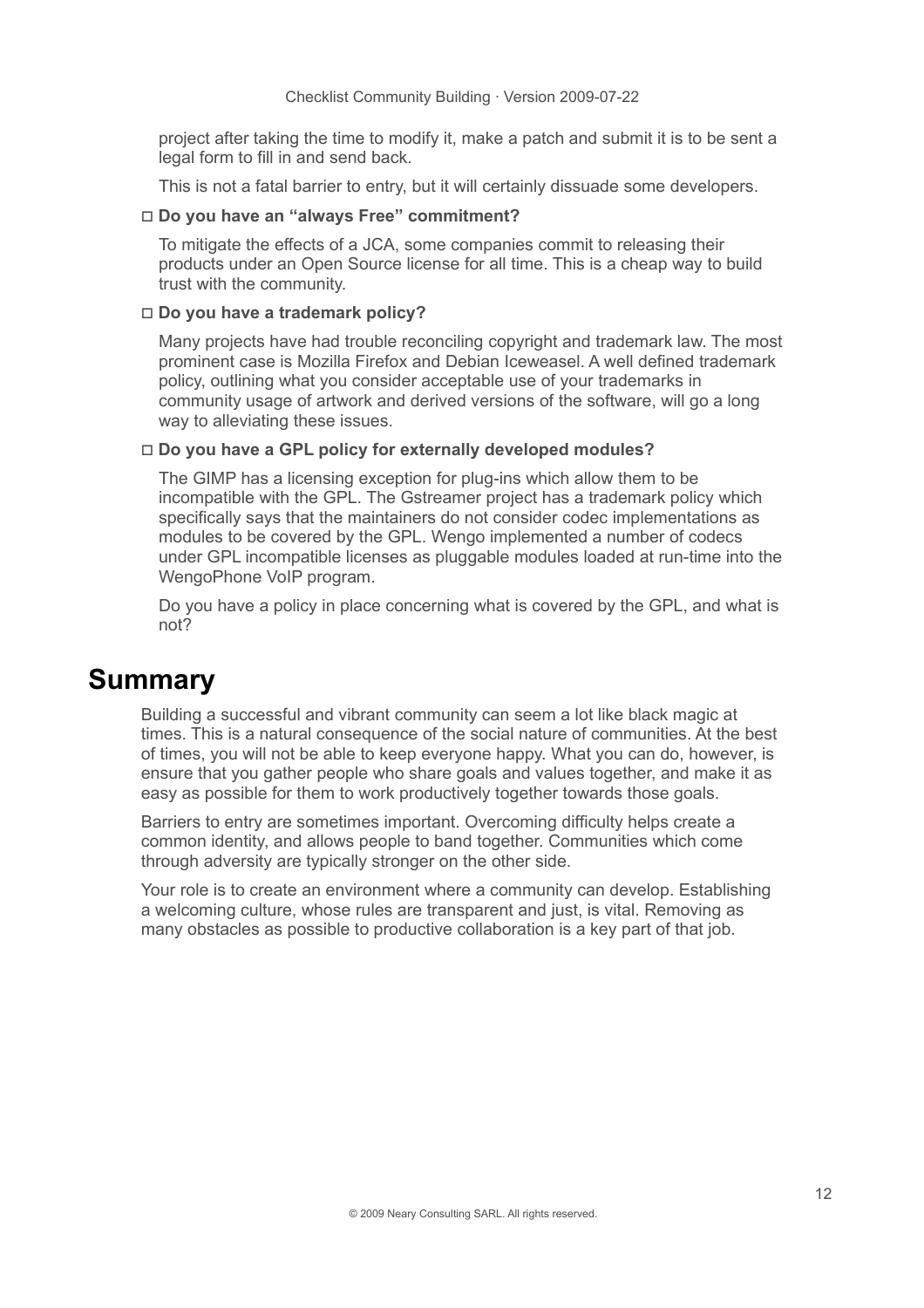project after taking the time to modify it, make a patch and submit it is to be sent a legal form to fill in and send back.

This is not a fatal barrier to entry, but it will certainly dissuade some developers.

□ **Do you have an "always Free" commitment?**

To mitigate the effects of a JCA, some companies commit to releasing their products under an Open Source license for all time. This is a cheap way to build trust with the community.

□ **Do you have a trademark policy?**

Many projects have had trouble reconciling copyright and trademark law. The most prominent case is Mozilla Firefox and Debian Iceweasel. A well defined trademark policy, outlining what you consider acceptable use of your trademarks in community usage of artwork and derived versions of the software, will go a long way to alleviating these issues.

□ **Do you have a GPL policy for externally developed modules?**

The GIMP has a licensing exception for plug-ins which allow them to be incompatible with the GPL. The Gstreamer project has a trademark policy which specifically says that the maintainers do not consider codec implementations as modules to be covered by the GPL. Wengo implemented a number of codecs under GPL incompatible licenses as pluggable modules loaded at run-time into the WengoPhone VoIP program.

Do you have a policy in place concerning what is covered by the GPL, and what is not?

# Summary

Building a successful and vibrant community can seem a lot like black magic at times. This is a natural consequence of the social nature of communities. At the best of times, you will not be able to keep everyone happy. What you can do, however, is ensure that you gather people who share goals and values together, and make it as easy as possible for them to work productively together towards those goals.

Barriers to entry are sometimes important. Overcoming difficulty helps create a common identity, and allows people to band together. Communities which come through adversity are typically stronger on the other side.

Your role is to create an environment where a community can develop. Establishing a welcoming culture, whose rules are transparent and just, is vital. Removing as many obstacles as possible to productive collaboration is a key part of that job.